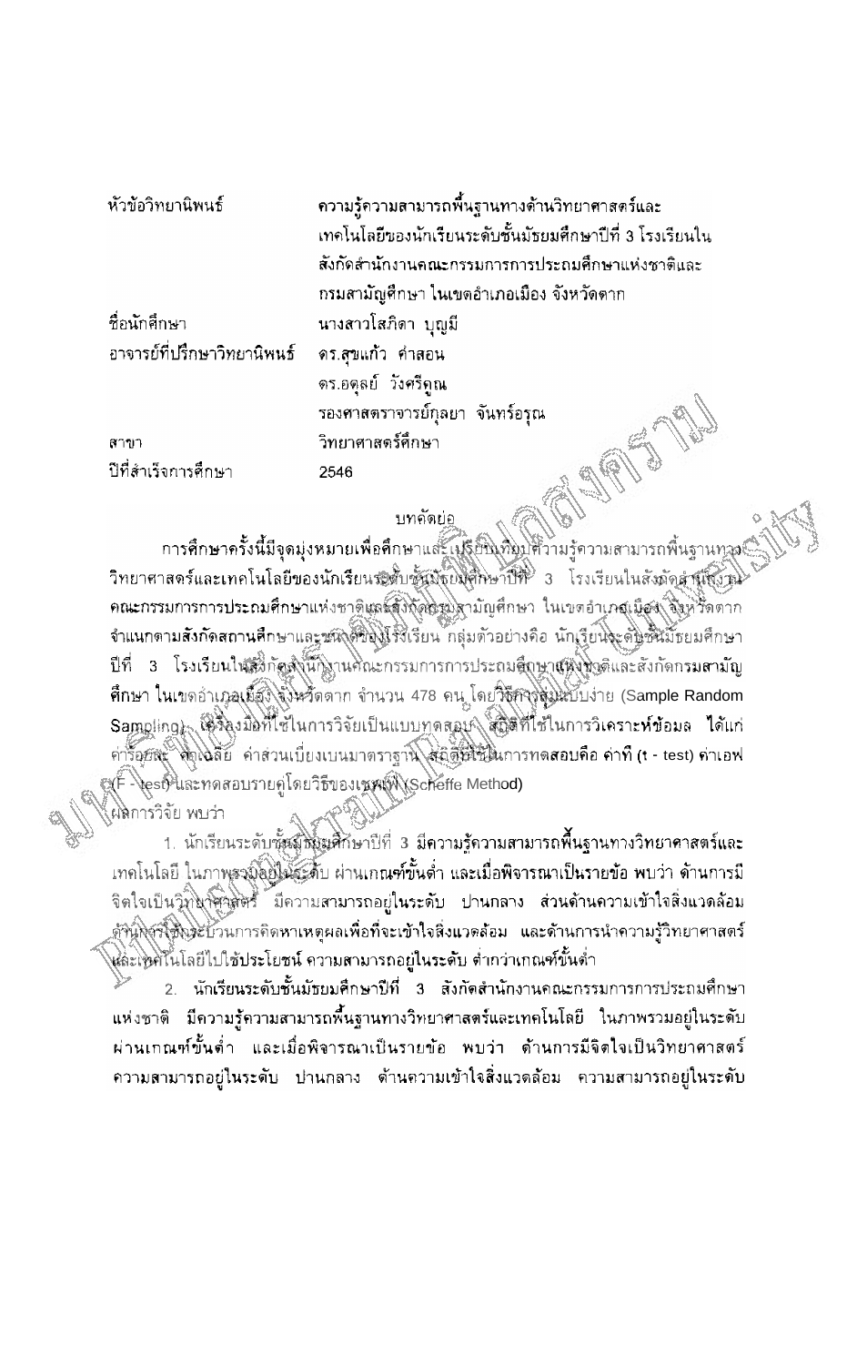| | |
|---|---|
| หัวข้อวิทยานิพนธ์ | ความรู้ความสามารถพื้นฐานทางด้านวิทยาศาสตร์และเทคโนโลยีของนักเรียนระดับชั้นมัธยมศึกษาปีที่ 3 โรงเรียนในสังกัดสำนักงานคณะกรรมการการประถมศึกษาแห่งชาติและกรมสามัญศึกษา ในเขตอำเภอเมือง จังหวัดตาก |
| ชื่อนักศึกษา | นางสาวโสภิดา บุญมี |
| อาจารย์ที่ปรึกษาวิทยานิพนธ์ | ดร.สุขแก้ว คำสอน |
| | ดร.อดุลย์ วังศรีคูณ |
| | รองศาสตราจารย์กุลยา จันทร์อรุณ |
| สาขา | วิทยาศาสตร์ศึกษา |
| ปีที่สำเร็จการศึกษา | 2546 |

## บทคัดย่อ

การศึกษาครั้งนี้มีจุดมุ่งหมายเพื่อศึกษาและเปรียบเทียบความรู้ความสามารถพื้นฐานทางวิทยาศาสตร์และเทคโนโลยีของนักเรียนระดับชั้นมัธยมศึกษาปีที่ 3 โรงเรียนในสังกัดสำนักงานคณะกรรมการการประถมศึกษาแห่งชาติและสังกัดกรมสามัญศึกษา ในเขตอำเภอเมือง จังหวัดตาก จำแนกตามสังกัดสถานศึกษาและขนาดของโรงเรียน กลุ่มตัวอย่างคือ นักเรียนระดับชั้นมัธยมศึกษาปีที่ 3 โรงเรียนในสังกัดสำนักงานคณะกรรมการการประถมศึกษาแห่งชาติและสังกัดกรมสามัญศึกษา ในเขตอำเภอเมือง จังหวัดตาก จำนวน 478 คน โดยวิธีการสุ่มแบบง่าย (Sample Random Sampling) เครื่องมือที่ใช้ในการวิจัยเป็นแบบทดสอบ สถิติที่ใช้ในการวิเคราะห์ข้อมูล ได้แก่ ค่าร้อยละ ค่าเฉลี่ย ค่าส่วนเบี่ยงเบนมาตรฐาน สถิติที่ใช้ในการทดสอบคือ ค่าที (t - test) ค่าเอฟ (F - test) และทดสอบรายคู่โดยวิธีของเชฟเฟ่ (Scheffe Method)

ผลการวิจัย พบว่า

1. นักเรียนระดับชั้นมัธยมศึกษาปีที่ 3 มีความรู้ความสามารถพื้นฐานทางวิทยาศาสตร์และเทคโนโลยี ในภาพรวมอยู่ในระดับ ผ่านเกณฑ์ขั้นต่ำ และเมื่อพิจารณาเป็นรายข้อ พบว่า ด้านการมีจิตใจเป็นวิทยาศาสตร์ มีความสามารถอยู่ในระดับ ปานกลาง ส่วนด้านความเข้าใจสิ่งแวดล้อม ด้านการใช้กระบวนการคิดหาเหตุผลเพื่อที่จะเข้าใจสิ่งแวดล้อม และด้านการนำความรู้วิทยาศาสตร์และเทคโนโลยีไปใช้ประโยชน์ ความสามารถอยู่ในระดับ ต่ำกว่าเกณฑ์ขั้นต่ำ

2. นักเรียนระดับชั้นมัธยมศึกษาปีที่ 3 สังกัดสำนักงานคณะกรรมการการประถมศึกษาแห่งชาติ มีความรู้ความสามารถพื้นฐานทางวิทยาศาสตร์และเทคโนโลยี ในภาพรวมอยู่ในระดับ ผ่านเกณฑ์ขั้นต่ำ และเมื่อพิจารณาเป็นรายข้อ พบว่า ด้านการมีจิตใจเป็นวิทยาศาสตร์ ความสามารถอยู่ในระดับ ปานกลาง ด้านความเข้าใจสิ่งแวดล้อม ความสามารถอยู่ในระดับ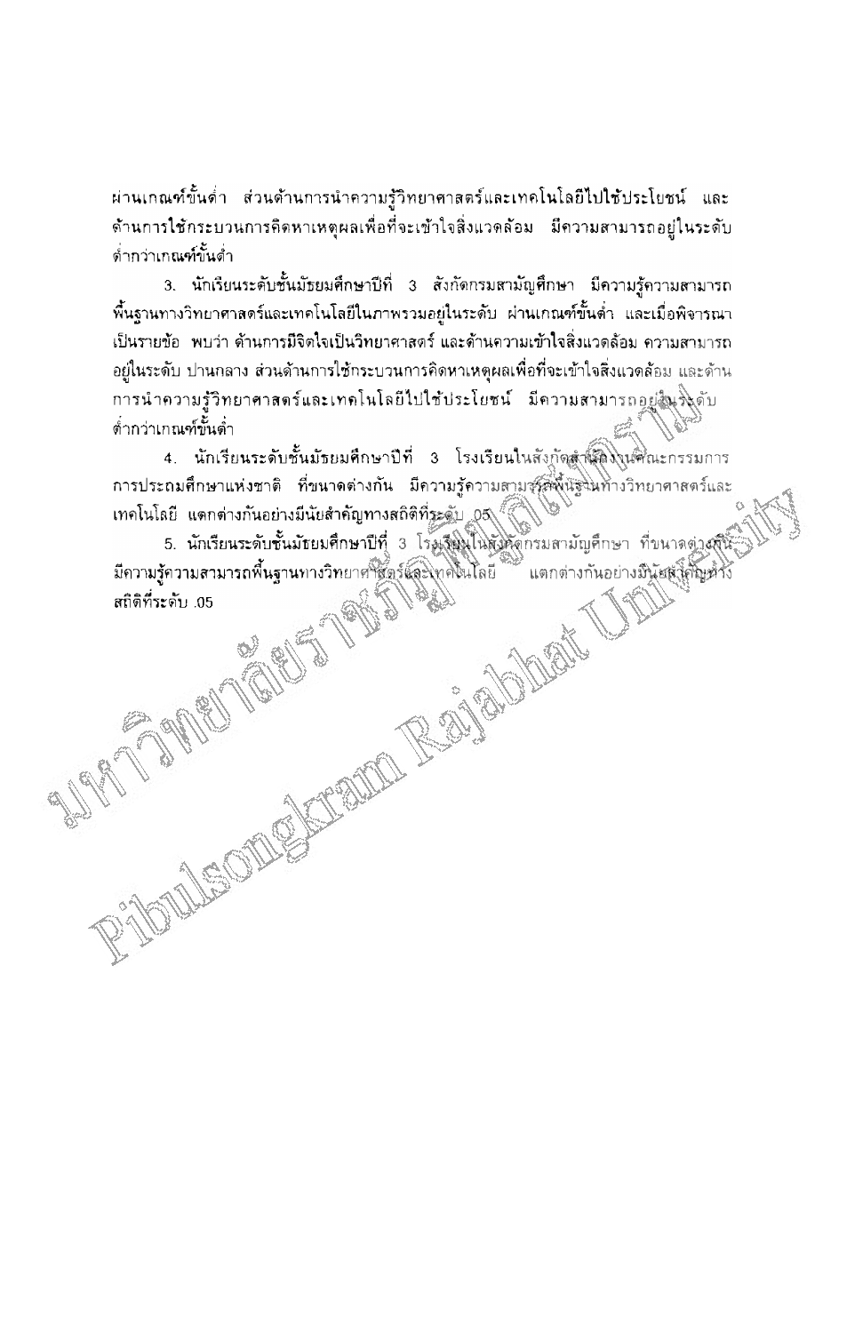ผ่านเกณฑ์ขั้นต่ำ ส่วนด้านการนำความรู้วิทยาศาสตร์และเทคโนโลยีไปใช้ประโยชน์ และด้านการใช้กระบวนการคิดหาเหตุผลเพื่อที่จะเข้าใจสิ่งแวดล้อม มีความสามารถอยู่ในระดับต่ำกว่าเกณฑ์ขั้นต่ำ

3. นักเรียนระดับชั้นมัธยมศึกษาปีที่ 3 สังกัดกรมสามัญศึกษา มีความรู้ความสามารถพื้นฐานทางวิทยาศาสตร์และเทคโนโลยีในภาพรวมอยู่ในระดับ ผ่านเกณฑ์ขั้นต่ำ และเมื่อพิจารณาเป็นรายข้อ พบว่า ด้านการมีจิตใจเป็นวิทยาศาสตร์ และด้านความเข้าใจสิ่งแวดล้อม ความสามารถอยู่ในระดับ ปานกลาง ส่วนด้านการใช้กระบวนการคิดหาเหตุผลเพื่อที่จะเข้าใจสิ่งแวดล้อม และด้านการนำความรู้วิทยาศาสตร์และเทคโนโลยีไปใช้ประโยชน์ มีความสามารถอยู่ในระดับต่ำกว่าเกณฑ์ขั้นต่ำ

4. นักเรียนระดับชั้นมัธยมศึกษาปีที่ 3 โรงเรียนในสังกัดสำนักงานคณะกรรมการการประถมศึกษาแห่งชาติ ที่ขนาดต่างกัน มีความรู้ความสามารถพื้นฐานทางวิทยาศาสตร์และเทคโนโลยี แตกต่างกันอย่างมีนัยสำคัญทางสถิติที่ระดับ .05

5. นักเรียนระดับชั้นมัธยมศึกษาปีที่ 3 โรงเรียนในสังกัดกรมสามัญศึกษา ที่ขนาดต่างกัน มีความรู้ความสามารถพื้นฐานทางวิทยาศาสตร์และเทคโนโลยี แตกต่างกันอย่างมีนัยสำคัญทางสถิติที่ระดับ .05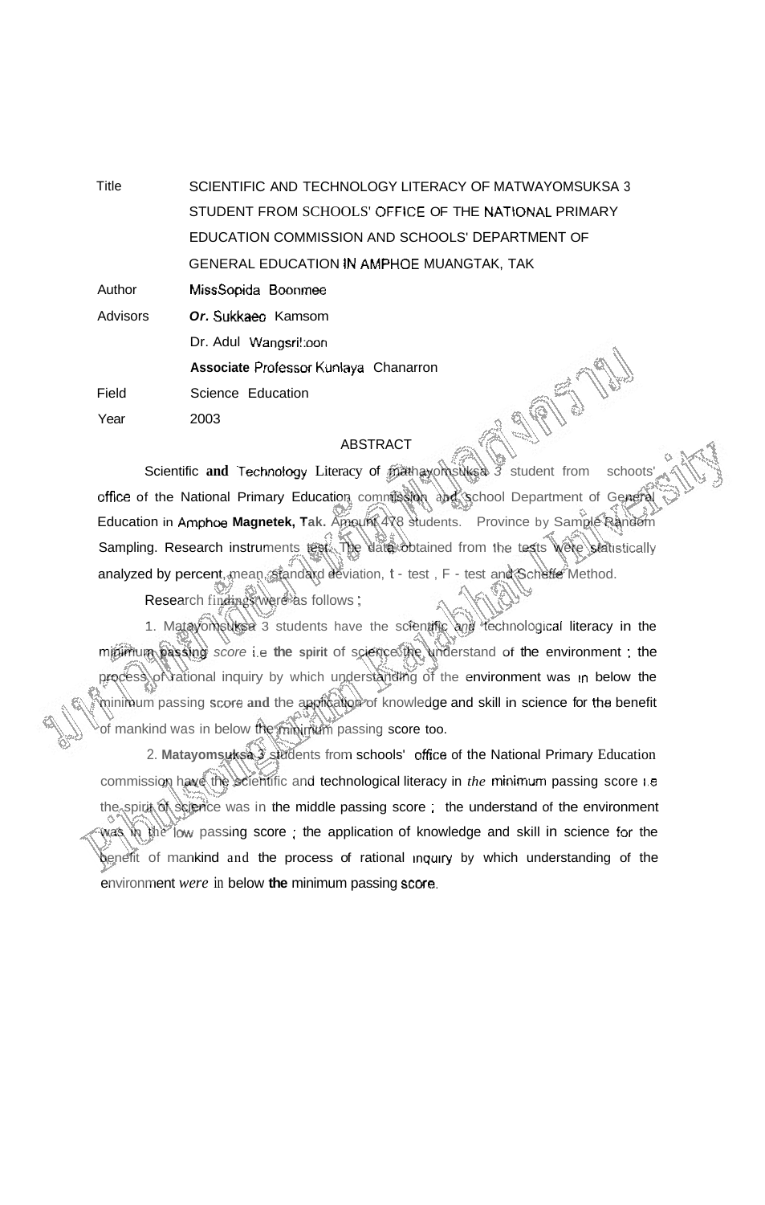| | |
|---|---|
| Title | SCIENTIFIC AND TECHNOLOGY LITERACY OF MATWAYOMSUKSA 3 STUDENT FROM SCHOOLS' OFFICE OF THE NATIONAL PRIMARY EDUCATION COMMISSION AND SCHOOLS' DEPARTMENT OF GENERAL EDUCATION IN AMPHOE MUANGTAK, TAK |
| Author | MissSopida Boonmee |
| Advisors | Or. Sukkaeo Kamsom |
| | Dr. Adul Wangsrikoon |
| | Associate Professor Kunlaya Chanarron |
| Field | Science Education |
| Year | 2003 |

## ABSTRACT

Scientific **and** Technology Literacy of mathayomsuksa 3 student from schoots' office of the National Primary Education commission and school Department of General Education in Amphoe **Magnetek, Tak.** Amount 478 students. Province by Sample Random Sampling. Research instruments test. The data obtained from the tests were statistically analyzed by percent, mean, standard deviation, t - test , F - test and Scheffe Method.

Research findings were as follows ;

1. Matayomsuksa 3 students have the scientific and technological literacy in the minimum **passing** *score* i.e **the spirit** of science the understand of the environment ; the process of rational inquiry by which understanding of the environment was in below the minimum passing score **and** the application of knowledge and skill in science for the benefit of mankind was in below the minimum passing score too.

2. **Matayomsuksa 3** students from schools' office of the National Primary Education commission have the scientific and technological literacy in *the* minimum passing score i.e the spirit of science was in the middle passing score ; the understand of the environment was in the low passing score ; the application of knowledge and skill in science for the benefit of mankind and the process of rational inquiry by which understanding of the environment *were* in below **the** minimum passing score.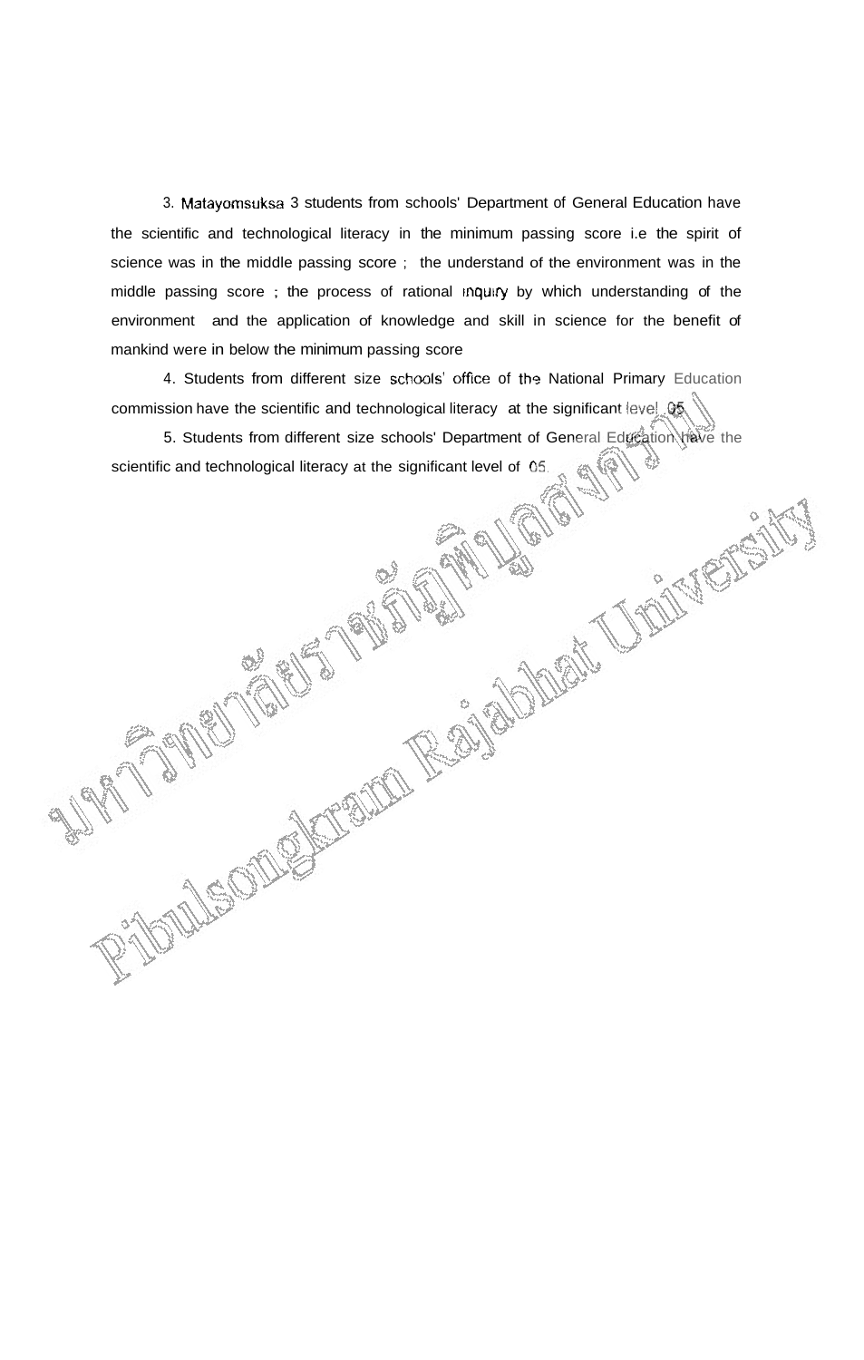3. Matayomsuksa 3 students from schools' Department of General Education have the scientific and technological literacy in the minimum passing score i.e the spirit of science was in the middle passing score ; the understand of the environment was in the middle passing score ; the process of rational inquiry by which understanding of the environment and the application of knowledge and skill in science for the benefit of mankind were in below the minimum passing score

4. Students from different size schools' office of the National Primary Education commission have the scientific and technological literacy at the significant level .05

5. Students from different size schools' Department of General Education have the scientific and technological literacy at the significant level of .05.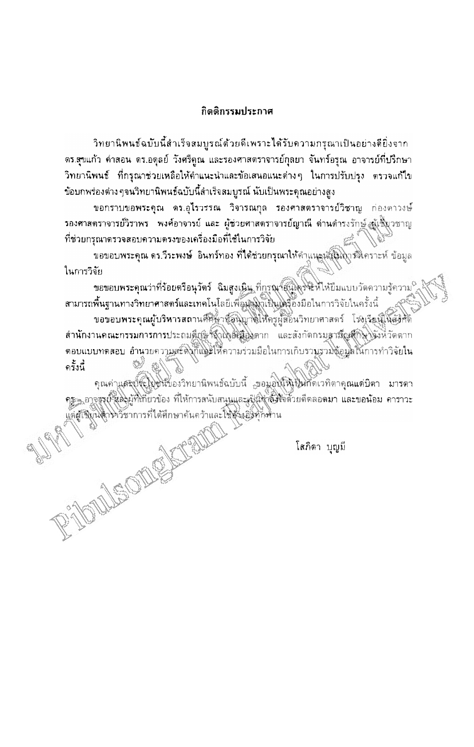## กิตติกรรมประกาศ

วิทยานิพนธ์ฉบับนี้สำเร็จสมบูรณ์ด้วยดีเพราะได้รับความกรุณาเป็นอย่างดียิ่งจาก ดร.สุขแก้ว คำสอน ดร.อดุลย์ วังศรีคูณ และรองศาสตราจารย์กุลยา จันทร์อรุณ อาจารย์ที่ปรึกษาวิทยานิพนธ์ ที่กรุณาช่วยเหลือให้คำแนะนำและข้อเสนอแนะต่างๆ ในการปรับปรุง ตรวจแก้ไขข้อบกพร่องต่างๆจนวิทยานิพนธ์ฉบับนี้สำเร็จสมบูรณ์ นับเป็นพระคุณอย่างสูง

ขอกราบขอพระคุณ ดร.อุไรวรรณ วิจารณกุล รองศาสตราจารย์วิชาญ ก่องดาวงษ์ รองศาสตราจารย์วิราพร พงศ์อาจารย์ และ ผู้ช่วยศาสตราจารย์ญาณี ด่านดำรงรักษ์ ผู้เชี่ยวชาญที่ช่วยกรุณาตรวจสอบความตรงของเครื่องมือที่ใช้ในการวิจัย

ขอขอบพระคุณ ดร.วีระพงษ์ อินทร์ทอง ที่ได้ช่วยกรุณาให้คำแนะนำในการวิเคราะห์ ข้อมูลในการวิจัย

ขอขอบพระคุณว่าที่ร้อยตรีอนุวัตร์ ฉิมสูงเนิน ที่กรุณาอนุเคราะห์ให้ยืมแบบวัดความรู้ความสามารถพื้นฐานทางวิทยาศาสตร์และเทคโนโลยีเพื่อนำมาเป็นเครื่องมือในการวิจัยในครั้งนี้

ขอขอบพระคุณผู้บริหารสถานศึกษาที่อนุญาตให้ครูผู้สอนวิทยาศาสตร์ โรงเรียนในสังกัดสำนักงานคณะกรรมการการประถมศึกษาอำเภอเมืองตาก และสังกัดกรมสามัญศึกษาจังหวัดตาก ตอบแบบทดสอบ อำนวยความสะดวกและให้ความร่วมมือในการเก็บรวบรวมข้อมูลในการทำวิจัยในครั้งนี้

คุณค่าและประโยชน์ของวิทยานิพนธ์ฉบับนี้ ขอมอบให้เป็นกตเวทิตาคุณแด่บิดา มารดา ครู อาจารย์ และผู้เกี่ยวข้อง ที่ให้การสนับสนุนและเป็นกำลังใจด้วยดีตลอดมา และขอน้อม คารวะแด่ผู้เขียนตำราวิชาการที่ได้ศึกษาค้นคว้าและใช้อ้างอิงทุกท่าน

โสภิดา บุญมี